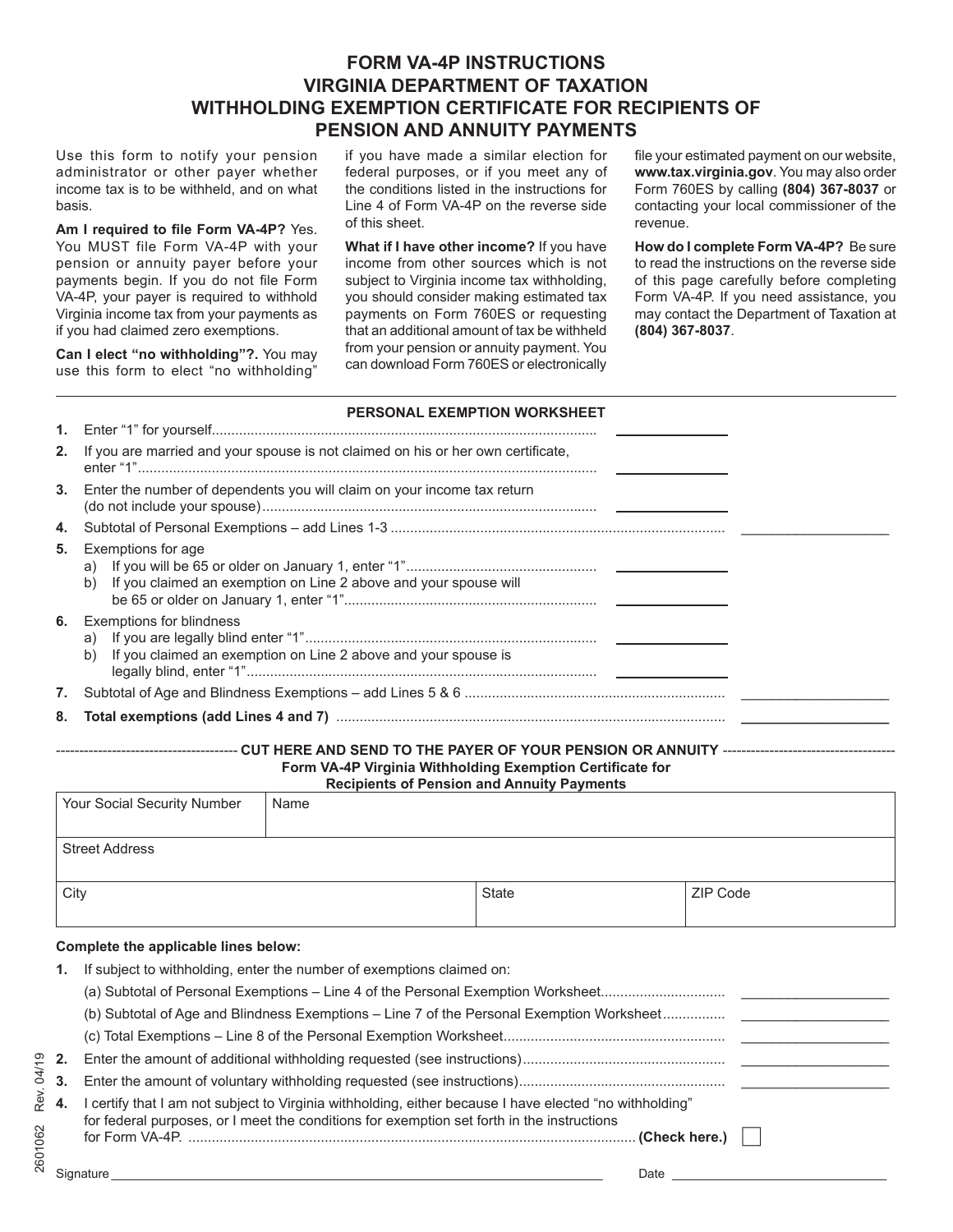# FORM VA-4P INSTRUCTIONS
# VIRGINIA DEPARTMENT OF TAXATION
# WITHHOLDING EXEMPTION CERTIFICATE FOR RECIPIENTS OF PENSION AND ANNUITY PAYMENTS

Use this form to notify your pension administrator or other payer whether income tax is to be withheld, and on what basis.

**Am I required to file Form VA-4P?** Yes. You MUST file Form VA-4P with your pension or annuity payer before your payments begin. If you do not file Form VA-4P, your payer is required to withhold Virginia income tax from your payments as if you had claimed zero exemptions.

**Can I elect "no withholding"?.** You may use this form to elect "no withholding" if you have made a similar election for federal purposes, or if you meet any of the conditions listed in the instructions for Line 4 of Form VA-4P on the reverse side of this sheet.

**What if I have other income?** If you have income from other sources which is not subject to Virginia income tax withholding, you should consider making estimated tax payments on Form 760ES or requesting that an additional amount of tax be withheld from your pension or annuity payment. You can download Form 760ES or electronically file your estimated payment on our website, **www.tax.virginia.gov**. You may also order Form 760ES by calling **(804) 367-8037** or contacting your local commissioner of the revenue.

**How do I complete Form VA-4P?** Be sure to read the instructions on the reverse side of this page carefully before completing Form VA-4P. If you need assistance, you may contact the Department of Taxation at **(804) 367-8037**.

## PERSONAL EXEMPTION WORKSHEET

1. Enter "1" for yourself.................................................................................................. ______
2. If you are married and your spouse is not claimed on his or her own certificate, enter "1"...................................................................................................................... ______
3. Enter the number of dependents you will claim on your income tax return (do not include your spouse)..................................................................................... ______
4. Subtotal of Personal Exemptions – add Lines 1-3 .................................................................................... ______
5. Exemptions for age
   a) If you will be 65 or older on January 1, enter "1"................................................ ______
   b) If you claimed an exemption on Line 2 above and your spouse will be 65 or older on January 1, enter "1"................................................................ ______
6. Exemptions for blindness
   a) If you are legally blind enter "1"........................................................................... ______
   b) If you claimed an exemption on Line 2 above and your spouse is legally blind, enter "1"........................................................................................... ______
7. Subtotal of Age and Blindness Exemptions – add Lines 5 & 6 .................................................................. ______
8. **Total exemptions (add Lines 4 and 7)** .................................................................................................. ______

--- CUT HERE AND SEND TO THE PAYER OF YOUR PENSION OR ANNUITY ---

**Form VA-4P Virginia Withholding Exemption Certificate for Recipients of Pension and Annuity Payments**

| Your Social Security Number | Name | |
|---|---|---|
| Street Address | | |
| City | State | ZIP Code |

**Complete the applicable lines below:**

1. If subject to withholding, enter the number of exemptions claimed on:
   (a) Subtotal of Personal Exemptions – Line 4 of the Personal Exemption Worksheet................................ ______
   (b) Subtotal of Age and Blindness Exemptions – Line 7 of the Personal Exemption Worksheet................ ______
   (c) Total Exemptions – Line 8 of the Personal Exemption Worksheet........................................................ ______
2. Enter the amount of additional withholding requested (see instructions).................................................... ______
3. Enter the amount of voluntary withholding requested (see instructions)..................................................... ______
4. I certify that I am not subject to Virginia withholding, either because I have elected "no withholding" for federal purposes, or I meet the conditions for exemption set forth in the instructions for Form VA-4P. ................................................................................................................... **(Check here.)** ☐

Signature ______________________________________________ Date ______________________

2601062 Rev. 04/19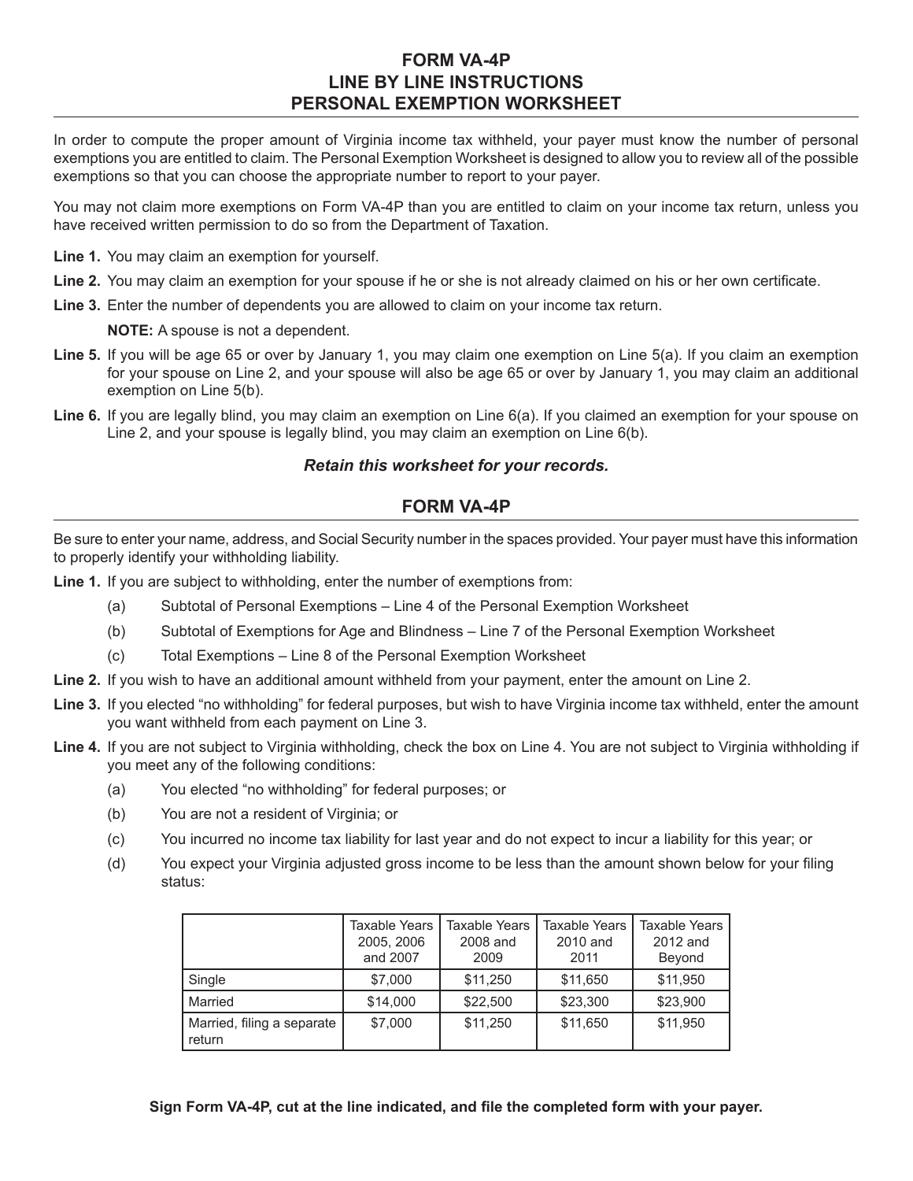# FORM VA-4P
# LINE BY LINE INSTRUCTIONS
# PERSONAL EXEMPTION WORKSHEET

In order to compute the proper amount of Virginia income tax withheld, your payer must know the number of personal exemptions you are entitled to claim. The Personal Exemption Worksheet is designed to allow you to review all of the possible exemptions so that you can choose the appropriate number to report to your payer.

You may not claim more exemptions on Form VA-4P than you are entitled to claim on your income tax return, unless you have received written permission to do so from the Department of Taxation.

**Line 1.** You may claim an exemption for yourself.

**Line 2.** You may claim an exemption for your spouse if he or she is not already claimed on his or her own certificate.

**Line 3.** Enter the number of dependents you are allowed to claim on your income tax return.

**NOTE:** A spouse is not a dependent.

**Line 5.** If you will be age 65 or over by January 1, you may claim one exemption on Line 5(a). If you claim an exemption for your spouse on Line 2, and your spouse will also be age 65 or over by January 1, you may claim an additional exemption on Line 5(b).

**Line 6.** If you are legally blind, you may claim an exemption on Line 6(a). If you claimed an exemption for your spouse on Line 2, and your spouse is legally blind, you may claim an exemption on Line 6(b).

***Retain this worksheet for your records.***

## FORM VA-4P

Be sure to enter your name, address, and Social Security number in the spaces provided. Your payer must have this information to properly identify your withholding liability.

**Line 1.** If you are subject to withholding, enter the number of exemptions from:

- (a) Subtotal of Personal Exemptions – Line 4 of the Personal Exemption Worksheet
- (b) Subtotal of Exemptions for Age and Blindness – Line 7 of the Personal Exemption Worksheet
- (c) Total Exemptions – Line 8 of the Personal Exemption Worksheet

**Line 2.** If you wish to have an additional amount withheld from your payment, enter the amount on Line 2.

**Line 3.** If you elected "no withholding" for federal purposes, but wish to have Virginia income tax withheld, enter the amount you want withheld from each payment on Line 3.

**Line 4.** If you are not subject to Virginia withholding, check the box on Line 4. You are not subject to Virginia withholding if you meet any of the following conditions:

- (a) You elected "no withholding" for federal purposes; or
- (b) You are not a resident of Virginia; or
- (c) You incurred no income tax liability for last year and do not expect to incur a liability for this year; or
- (d) You expect your Virginia adjusted gross income to be less than the amount shown below for your filing status:

| | Taxable Years 2005, 2006 and 2007 | Taxable Years 2008 and 2009 | Taxable Years 2010 and 2011 | Taxable Years 2012 and Beyond |
|---|---|---|---|---|
| Single | $7,000 | $11,250 | $11,650 | $11,950 |
| Married | $14,000 | $22,500 | $23,300 | $23,900 |
| Married, filing a separate return | $7,000 | $11,250 | $11,650 | $11,950 |

**Sign Form VA-4P, cut at the line indicated, and file the completed form with your payer.**